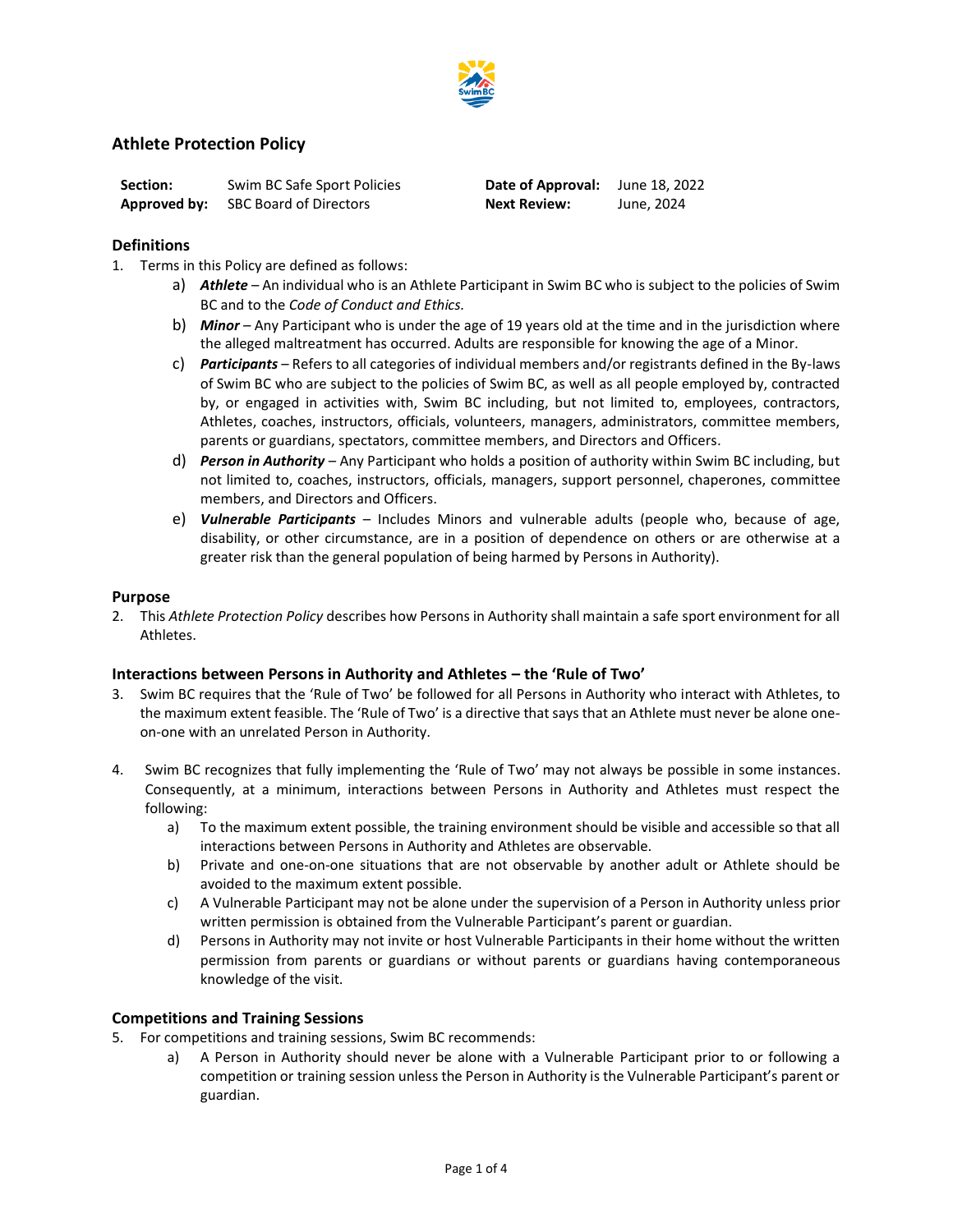# Athlete Protection Policy

| **Section:** | Swim BC Safe Sport Policies | **Date of Approval:** | June 18, 2022 |
|---|---|---|---|
| **Approved by:** | SBC Board of Directors | **Next Review:** | June, 2024 |

## Definitions

1. Terms in this Policy are defined as follows:
   a) ***Athlete*** – An individual who is an Athlete Participant in Swim BC who is subject to the policies of Swim BC and to the *Code of Conduct and Ethics.*
   b) ***Minor*** – Any Participant who is under the age of 19 years old at the time and in the jurisdiction where the alleged maltreatment has occurred. Adults are responsible for knowing the age of a Minor.
   c) ***Participants*** – Refers to all categories of individual members and/or registrants defined in the By-laws of Swim BC who are subject to the policies of Swim BC, as well as all people employed by, contracted by, or engaged in activities with, Swim BC including, but not limited to, employees, contractors, Athletes, coaches, instructors, officials, volunteers, managers, administrators, committee members, parents or guardians, spectators, committee members, and Directors and Officers.
   d) ***Person in Authority*** – Any Participant who holds a position of authority within Swim BC including, but not limited to, coaches, instructors, officials, managers, support personnel, chaperones, committee members, and Directors and Officers.
   e) ***Vulnerable Participants*** – Includes Minors and vulnerable adults (people who, because of age, disability, or other circumstance, are in a position of dependence on others or are otherwise at a greater risk than the general population of being harmed by Persons in Authority).

## Purpose

2. This *Athlete Protection Policy* describes how Persons in Authority shall maintain a safe sport environment for all Athletes.

## Interactions between Persons in Authority and Athletes – the 'Rule of Two'

3. Swim BC requires that the 'Rule of Two' be followed for all Persons in Authority who interact with Athletes, to the maximum extent feasible. The 'Rule of Two' is a directive that says that an Athlete must never be alone one-on-one with an unrelated Person in Authority.

4. Swim BC recognizes that fully implementing the 'Rule of Two' may not always be possible in some instances. Consequently, at a minimum, interactions between Persons in Authority and Athletes must respect the following:
   a) To the maximum extent possible, the training environment should be visible and accessible so that all interactions between Persons in Authority and Athletes are observable.
   b) Private and one-on-one situations that are not observable by another adult or Athlete should be avoided to the maximum extent possible.
   c) A Vulnerable Participant may not be alone under the supervision of a Person in Authority unless prior written permission is obtained from the Vulnerable Participant's parent or guardian.
   d) Persons in Authority may not invite or host Vulnerable Participants in their home without the written permission from parents or guardians or without parents or guardians having contemporaneous knowledge of the visit.

## Competitions and Training Sessions

5. For competitions and training sessions, Swim BC recommends:
   a) A Person in Authority should never be alone with a Vulnerable Participant prior to or following a competition or training session unless the Person in Authority is the Vulnerable Participant's parent or guardian.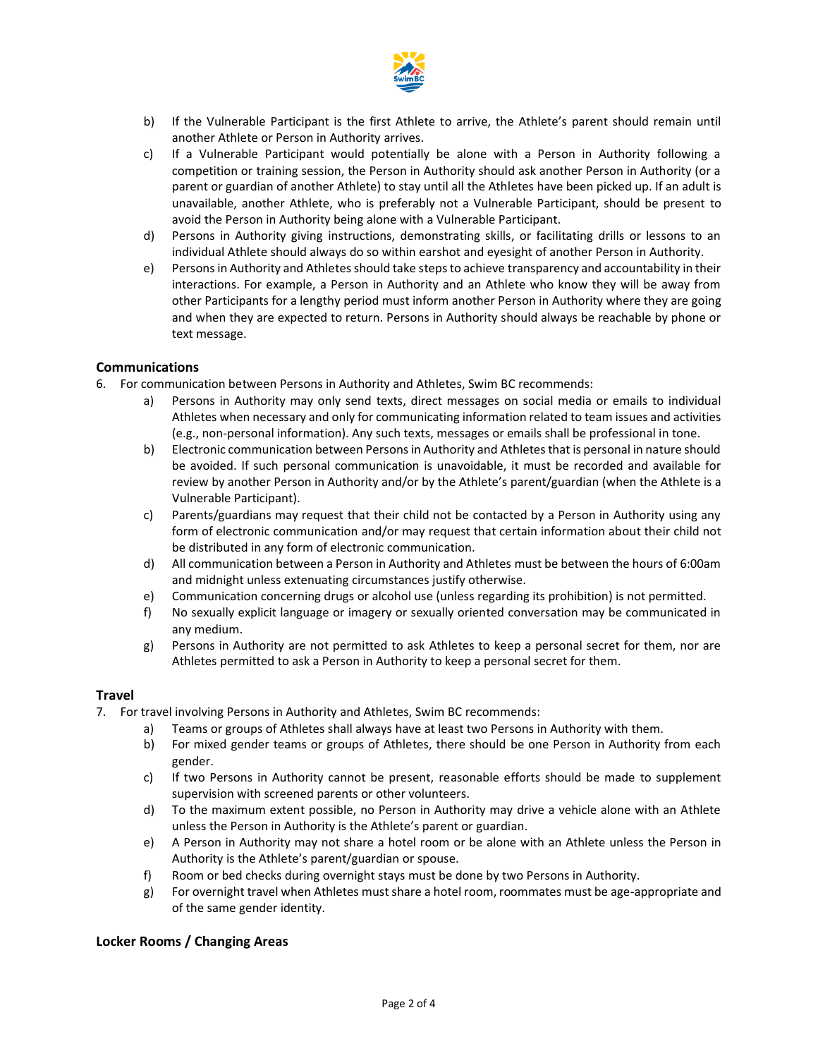b) If the Vulnerable Participant is the first Athlete to arrive, the Athlete's parent should remain until another Athlete or Person in Authority arrives.

c) If a Vulnerable Participant would potentially be alone with a Person in Authority following a competition or training session, the Person in Authority should ask another Person in Authority (or a parent or guardian of another Athlete) to stay until all the Athletes have been picked up. If an adult is unavailable, another Athlete, who is preferably not a Vulnerable Participant, should be present to avoid the Person in Authority being alone with a Vulnerable Participant.

d) Persons in Authority giving instructions, demonstrating skills, or facilitating drills or lessons to an individual Athlete should always do so within earshot and eyesight of another Person in Authority.

e) Persons in Authority and Athletes should take steps to achieve transparency and accountability in their interactions. For example, a Person in Authority and an Athlete who know they will be away from other Participants for a lengthy period must inform another Person in Authority where they are going and when they are expected to return. Persons in Authority should always be reachable by phone or text message.

### Communications

6. For communication between Persons in Authority and Athletes, Swim BC recommends:
   a) Persons in Authority may only send texts, direct messages on social media or emails to individual Athletes when necessary and only for communicating information related to team issues and activities (e.g., non-personal information). Any such texts, messages or emails shall be professional in tone.
   b) Electronic communication between Persons in Authority and Athletes that is personal in nature should be avoided. If such personal communication is unavoidable, it must be recorded and available for review by another Person in Authority and/or by the Athlete's parent/guardian (when the Athlete is a Vulnerable Participant).
   c) Parents/guardians may request that their child not be contacted by a Person in Authority using any form of electronic communication and/or may request that certain information about their child not be distributed in any form of electronic communication.
   d) All communication between a Person in Authority and Athletes must be between the hours of 6:00am and midnight unless extenuating circumstances justify otherwise.
   e) Communication concerning drugs or alcohol use (unless regarding its prohibition) is not permitted.
   f) No sexually explicit language or imagery or sexually oriented conversation may be communicated in any medium.
   g) Persons in Authority are not permitted to ask Athletes to keep a personal secret for them, nor are Athletes permitted to ask a Person in Authority to keep a personal secret for them.

### Travel

7. For travel involving Persons in Authority and Athletes, Swim BC recommends:
   a) Teams or groups of Athletes shall always have at least two Persons in Authority with them.
   b) For mixed gender teams or groups of Athletes, there should be one Person in Authority from each gender.
   c) If two Persons in Authority cannot be present, reasonable efforts should be made to supplement supervision with screened parents or other volunteers.
   d) To the maximum extent possible, no Person in Authority may drive a vehicle alone with an Athlete unless the Person in Authority is the Athlete's parent or guardian.
   e) A Person in Authority may not share a hotel room or be alone with an Athlete unless the Person in Authority is the Athlete's parent/guardian or spouse.
   f) Room or bed checks during overnight stays must be done by two Persons in Authority.
   g) For overnight travel when Athletes must share a hotel room, roommates must be age-appropriate and of the same gender identity.

### Locker Rooms / Changing Areas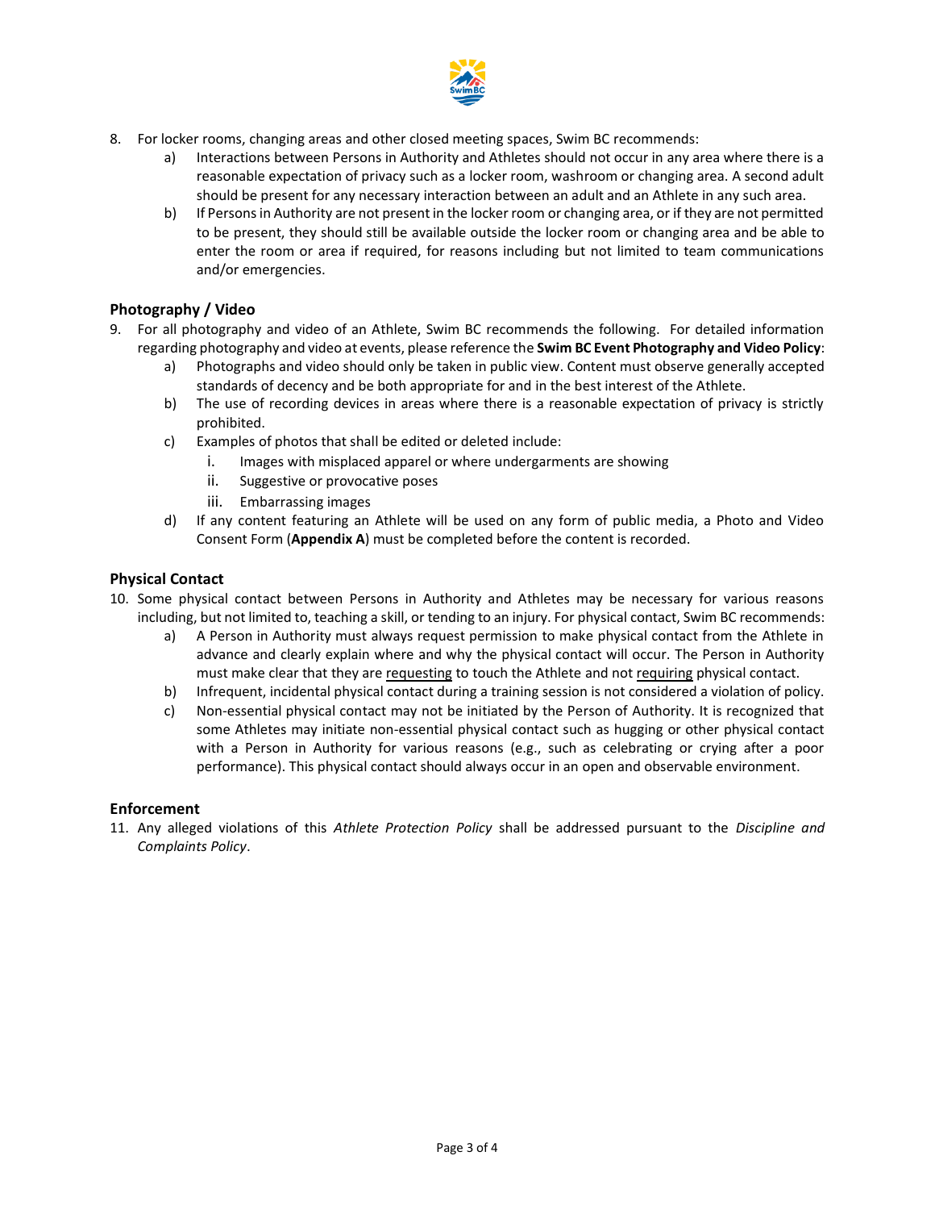8. For locker rooms, changing areas and other closed meeting spaces, Swim BC recommends:
   a) Interactions between Persons in Authority and Athletes should not occur in any area where there is a reasonable expectation of privacy such as a locker room, washroom or changing area. A second adult should be present for any necessary interaction between an adult and an Athlete in any such area.
   b) If Persons in Authority are not present in the locker room or changing area, or if they are not permitted to be present, they should still be available outside the locker room or changing area and be able to enter the room or area if required, for reasons including but not limited to team communications and/or emergencies.

### Photography / Video

9. For all photography and video of an Athlete, Swim BC recommends the following. For detailed information regarding photography and video at events, please reference the **Swim BC Event Photography and Video Policy**:
   a) Photographs and video should only be taken in public view. Content must observe generally accepted standards of decency and be both appropriate for and in the best interest of the Athlete.
   b) The use of recording devices in areas where there is a reasonable expectation of privacy is strictly prohibited.
   c) Examples of photos that shall be edited or deleted include:
      i. Images with misplaced apparel or where undergarments are showing
      ii. Suggestive or provocative poses
      iii. Embarrassing images
   d) If any content featuring an Athlete will be used on any form of public media, a Photo and Video Consent Form (**Appendix A**) must be completed before the content is recorded.

### Physical Contact

10. Some physical contact between Persons in Authority and Athletes may be necessary for various reasons including, but not limited to, teaching a skill, or tending to an injury. For physical contact, Swim BC recommends:
    a) A Person in Authority must always request permission to make physical contact from the Athlete in advance and clearly explain where and why the physical contact will occur. The Person in Authority must make clear that they are requesting to touch the Athlete and not requiring physical contact.
    b) Infrequent, incidental physical contact during a training session is not considered a violation of policy.
    c) Non-essential physical contact may not be initiated by the Person of Authority. It is recognized that some Athletes may initiate non-essential physical contact such as hugging or other physical contact with a Person in Authority for various reasons (e.g., such as celebrating or crying after a poor performance). This physical contact should always occur in an open and observable environment.

### Enforcement

11. Any alleged violations of this *Athlete Protection Policy* shall be addressed pursuant to the *Discipline and Complaints Policy*.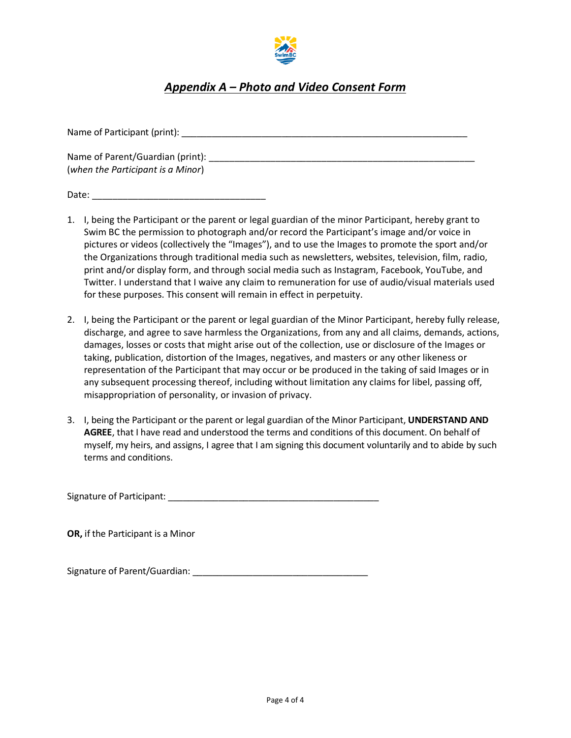## *Appendix A – Photo and Video Consent Form*

Name of Participant (print): ___________________________________________________________

Name of Parent/Guardian (print): _______________________________________________________
(*when the Participant is a Minor*)

Date: ____________________________________

1. I, being the Participant or the parent or legal guardian of the minor Participant, hereby grant to Swim BC the permission to photograph and/or record the Participant's image and/or voice in pictures or videos (collectively the "Images"), and to use the Images to promote the sport and/or the Organizations through traditional media such as newsletters, websites, television, film, radio, print and/or display form, and through social media such as Instagram, Facebook, YouTube, and Twitter. I understand that I waive any claim to remuneration for use of audio/visual materials used for these purposes. This consent will remain in effect in perpetuity.

2. I, being the Participant or the parent or legal guardian of the Minor Participant, hereby fully release, discharge, and agree to save harmless the Organizations, from any and all claims, demands, actions, damages, losses or costs that might arise out of the collection, use or disclosure of the Images or taking, publication, distortion of the Images, negatives, and masters or any other likeness or representation of the Participant that may occur or be produced in the taking of said Images or in any subsequent processing thereof, including without limitation any claims for libel, passing off, misappropriation of personality, or invasion of privacy.

3. I, being the Participant or the parent or legal guardian of the Minor Participant, **UNDERSTAND AND AGREE**, that I have read and understood the terms and conditions of this document. On behalf of myself, my heirs, and assigns, I agree that I am signing this document voluntarily and to abide by such terms and conditions.

Signature of Participant: ____________________________________________

**OR,** if the Participant is a Minor

Signature of Parent/Guardian: _____________________________________